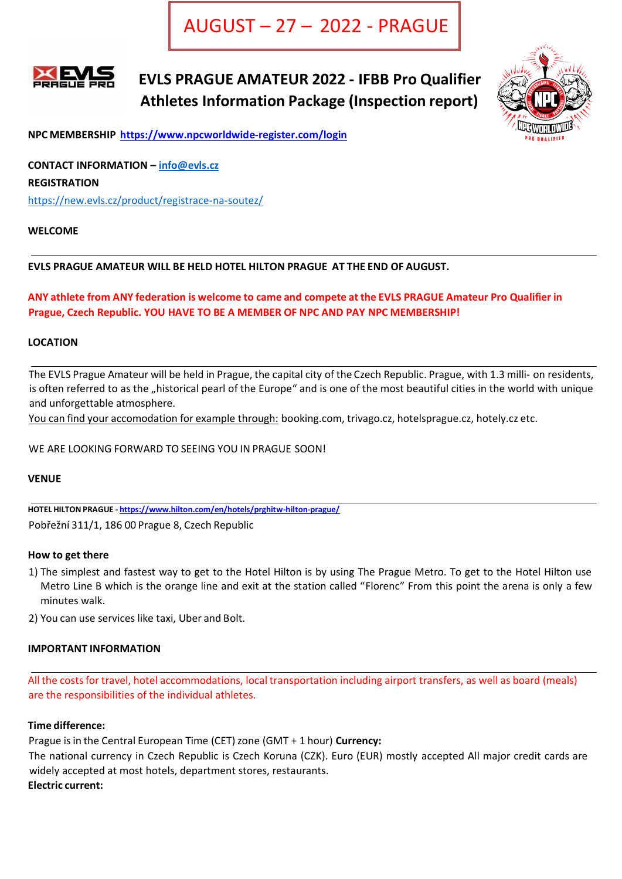# AUGUST – 27 – 2022 - PRAGUE

## EVLS PRAGUE AMATEUR 2022 - IFBB Pro Qualifier Athletes Information Package (Inspection report)

**NPC MEMBERSHIP** **https://www.npcworldwide-register.com/login**

**CONTACT INFORMATION – info@evls.cz**

**REGISTRATION**

https://new.evls.cz/product/registrace-na-soutez/

**WELCOME**

**EVLS PRAGUE AMATEUR WILL BE HELD HOTEL HILTON PRAGUE AT THE END OF AUGUST.**

**ANY athlete from ANY federation is welcome to came and compete at the EVLS PRAGUE Amateur Pro Qualifier in Prague, Czech Republic. YOU HAVE TO BE A MEMBER OF NPC AND PAY NPC MEMBERSHIP!**

**LOCATION**

The EVLS Prague Amateur will be held in Prague, the capital city of the Czech Republic. Prague, with 1.3 milli- on residents, is often referred to as the „historical pearl of the Europe" and is one of the most beautiful cities in the world with unique and unforgettable atmosphere.

You can find your accomodation for example through: booking.com, trivago.cz, hotelsprague.cz, hotely.cz etc.

WE ARE LOOKING FORWARD TO SEEING YOU IN PRAGUE SOON!

**VENUE**

**HOTEL HILTON PRAGUE - https://www.hilton.com/en/hotels/prghitw-hilton-prague/**

Pobřežní 311/1, 186 00 Prague 8, Czech Republic

**How to get there**

1) The simplest and fastest way to get to the Hotel Hilton is by using The Prague Metro. To get to the Hotel Hilton use Metro Line B which is the orange line and exit at the station called "Florenc" From this point the arena is only a few minutes walk.
2) You can use services like taxi, Uber and Bolt.

**IMPORTANT INFORMATION**

All the costs for travel, hotel accommodations, local transportation including airport transfers, as well as board (meals) are the responsibilities of the individual athletes.

**Time difference:**

Prague is in the Central European Time (CET) zone (GMT + 1 hour) **Currency:**

The national currency in Czech Republic is Czech Koruna (CZK). Euro (EUR) mostly accepted All major credit cards are widely accepted at most hotels, department stores, restaurants.

**Electric current:**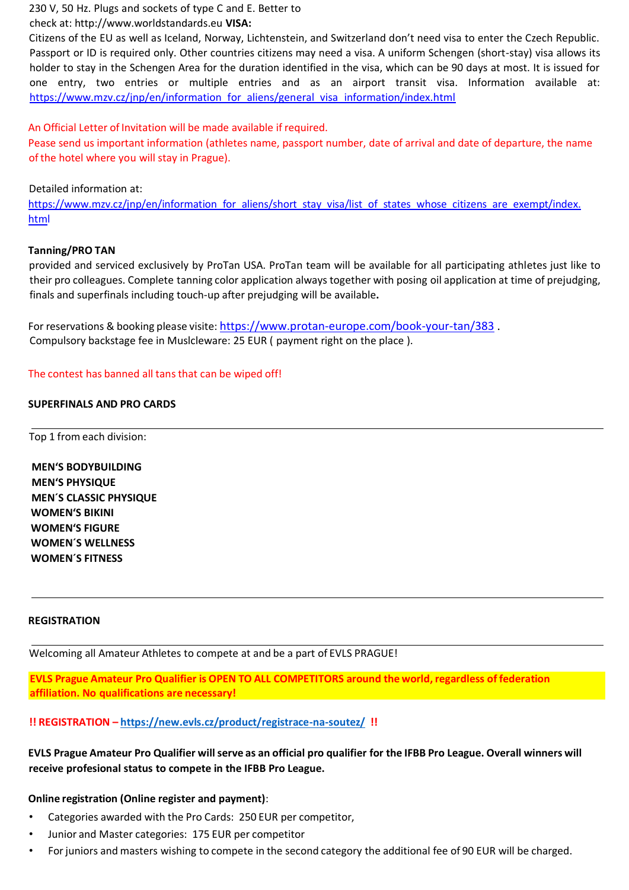230 V, 50 Hz. Plugs and sockets of type C and E. Better to check at: http://www.worldstandards.eu **VISA:**

Citizens of the EU as well as Iceland, Norway, Lichtenstein, and Switzerland don't need visa to enter the Czech Republic. Passport or ID is required only. Other countries citizens may need a visa. A uniform Schengen (short-stay) visa allows its holder to stay in the Schengen Area for the duration identified in the visa, which can be 90 days at most. It is issued for one entry, two entries or multiple entries and as an airport transit visa. Information available at: https://www.mzv.cz/jnp/en/information_for_aliens/general_visa_information/index.html

An Official Letter of Invitation will be made available if required.
Pease send us important information (athletes name, passport number, date of arrival and date of departure, the name of the hotel where you will stay in Prague).

Detailed information at:
https://www.mzv.cz/jnp/en/information_for_aliens/short_stay_visa/list_of_states_whose_citizens_are_exempt/index.html

**Tanning/PRO TAN**

provided and serviced exclusively by ProTan USA. ProTan team will be available for all participating athletes just like to their pro colleagues. Complete tanning color application always together with posing oil application at time of prejudging, finals and superfinals including touch-up after prejudging will be available**.**

For reservations & booking please visite: https://www.protan-europe.com/book-your-tan/383 .
Compulsory backstage fee in Muslcleware: 25 EUR ( payment right on the place ).

The contest has banned all tans that can be wiped off!

**SUPERFINALS AND PRO CARDS**

Top 1 from each division:

**MEN'S BODYBUILDING**
**MEN'S PHYSIQUE**
**MEN´S CLASSIC PHYSIQUE**
**WOMEN'S BIKINI**
**WOMEN'S FIGURE**
**WOMEN´S WELLNESS**
**WOMEN´S FITNESS**

**REGISTRATION**

Welcoming all Amateur Athletes to compete at and be a part of EVLS PRAGUE!

**EVLS Prague Amateur Pro Qualifier is OPEN TO ALL COMPETITORS around the world, regardless of federation affiliation. No qualifications are necessary!**

**!! REGISTRATION – https://new.evls.cz/product/registrace-na-soutez/ !!**

**EVLS Prague Amateur Pro Qualifier will serve as an official pro qualifier for the IFBB Pro League. Overall winners will receive profesional status to compete in the IFBB Pro League.**

**Online registration (Online register and payment)**:

- Categories awarded with the Pro Cards: 250 EUR per competitor,
- Junior and Master categories: 175 EUR per competitor
- For juniors and masters wishing to compete in the second category the additional fee of 90 EUR will be charged.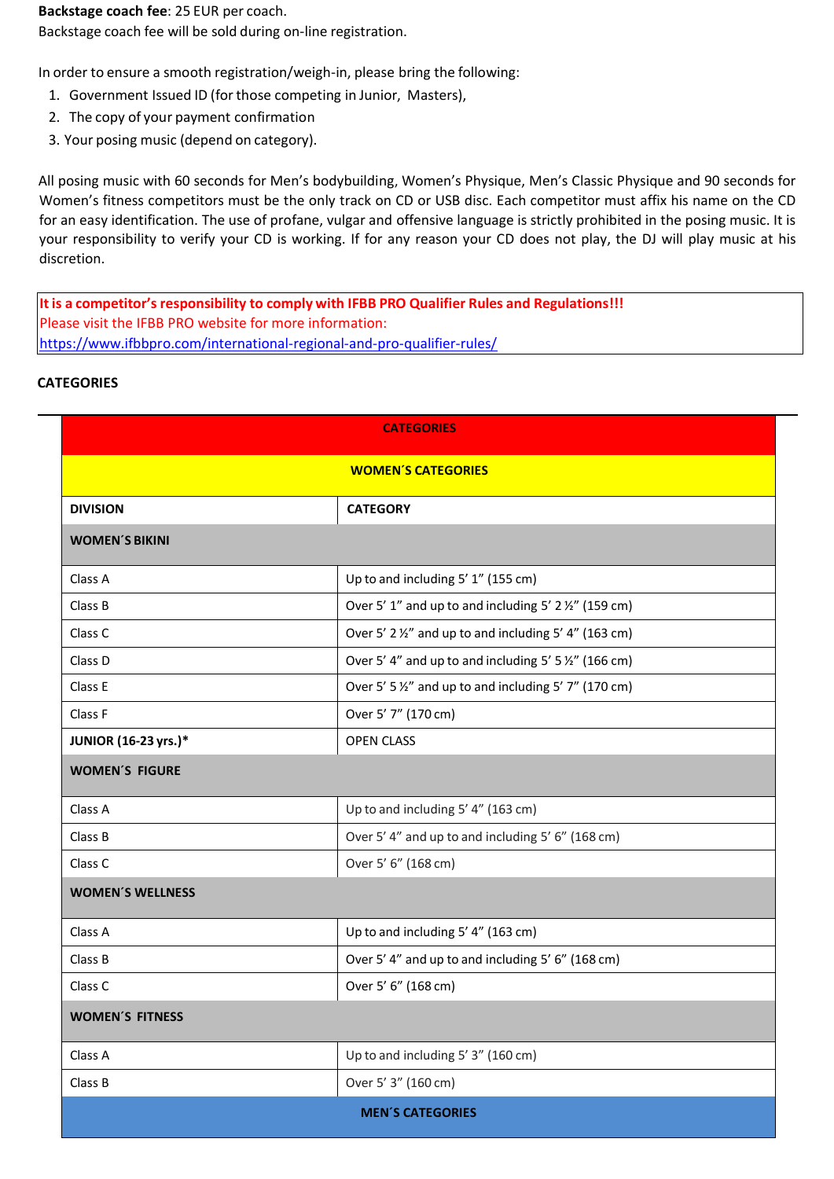**Backstage coach fee**: 25 EUR per coach.
Backstage coach fee will be sold during on-line registration.

In order to ensure a smooth registration/weigh-in, please bring the following:

1. Government Issued ID (for those competing in Junior, Masters),
2. The copy of your payment confirmation
3. Your posing music (depend on category).

All posing music with 60 seconds for Men's bodybuilding, Women's Physique, Men's Classic Physique and 90 seconds for Women's fitness competitors must be the only track on CD or USB disc. Each competitor must affix his name on the CD for an easy identification. The use of profane, vulgar and offensive language is strictly prohibited in the posing music. It is your responsibility to verify your CD is working. If for any reason your CD does not play, the DJ will play music at his discretion.

**It is a competitor's responsibility to comply with IFBB PRO Qualifier Rules and Regulations!!!**
Please visit the IFBB PRO website for more information:
https://www.ifbbpro.com/international-regional-and-pro-qualifier-rules/

**CATEGORIES**

| | |
|---|---|
| **CATEGORIES** | |
| **WOMEN´S CATEGORIES** | |
| **DIVISION** | **CATEGORY** |
| **WOMEN´S BIKINI** | |
| Class A | Up to and including 5' 1" (155 cm) |
| Class B | Over 5' 1" and up to and including 5' 2 ½" (159 cm) |
| Class C | Over 5' 2 ½" and up to and including 5' 4" (163 cm) |
| Class D | Over 5' 4" and up to and including 5' 5 ½" (166 cm) |
| Class E | Over 5' 5 ½" and up to and including 5' 7" (170 cm) |
| Class F | Over 5' 7" (170 cm) |
| **JUNIOR (16-23 yrs.)*** | OPEN CLASS |
| **WOMEN´S FIGURE** | |
| Class A | Up to and including 5' 4" (163 cm) |
| Class B | Over 5' 4" and up to and including 5' 6" (168 cm) |
| Class C | Over 5' 6" (168 cm) |
| **WOMEN´S WELLNESS** | |
| Class A | Up to and including 5' 4" (163 cm) |
| Class B | Over 5' 4" and up to and including 5' 6" (168 cm) |
| Class C | Over 5' 6" (168 cm) |
| **WOMEN´S FITNESS** | |
| Class A | Up to and including 5' 3" (160 cm) |
| Class B | Over 5' 3" (160 cm) |
| **MEN´S CATEGORIES** | |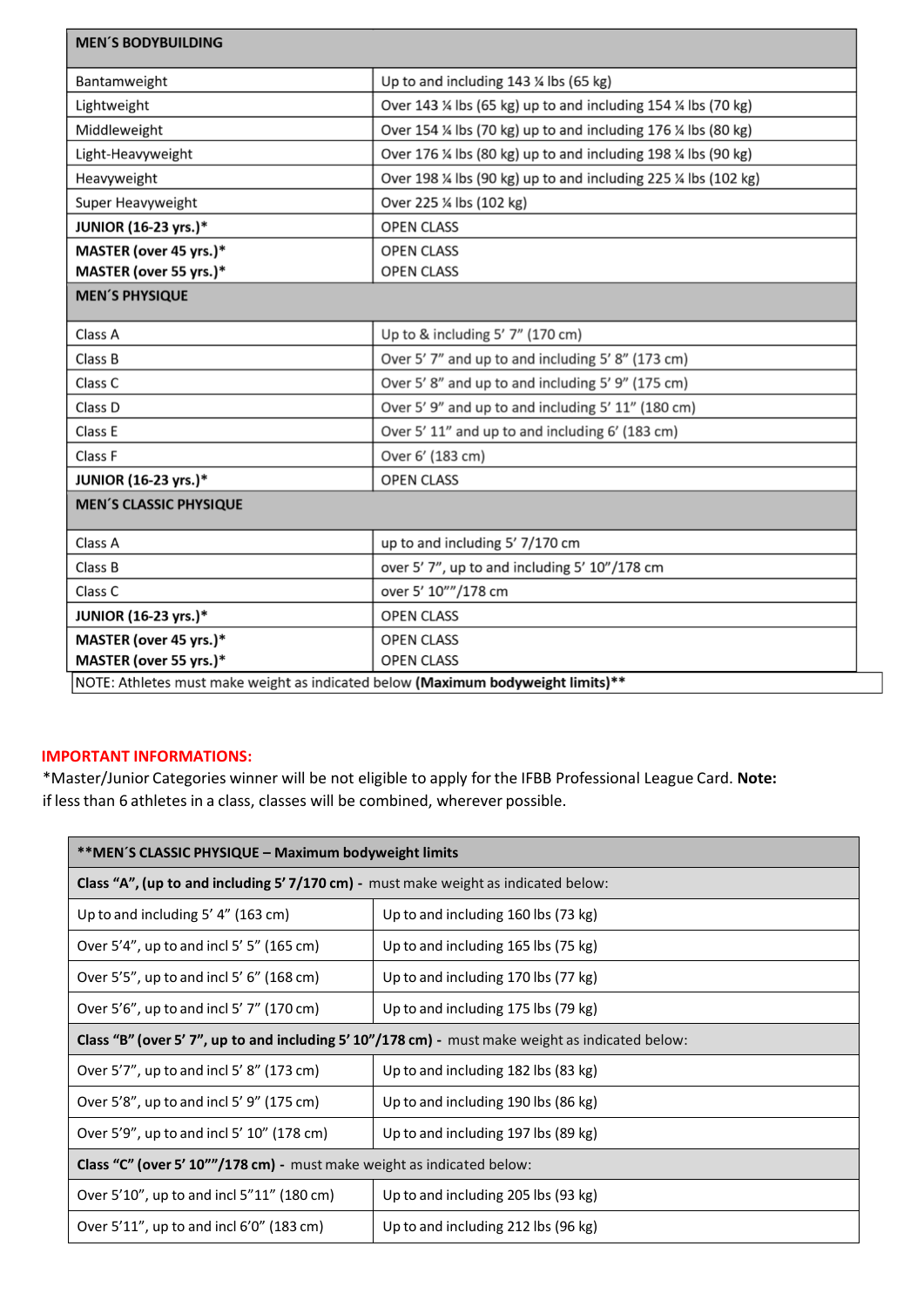| MEN´S BODYBUILDING | |
|---|---|
| Bantamweight | Up to and including 143 ¼ lbs (65 kg) |
| Lightweight | Over 143 ¼ lbs (65 kg) up to and including 154 ¼ lbs (70 kg) |
| Middleweight | Over 154 ¼ lbs (70 kg) up to and including 176 ¼ lbs (80 kg) |
| Light-Heavyweight | Over 176 ¼ lbs (80 kg) up to and including 198 ¼ lbs (90 kg) |
| Heavyweight | Over 198 ¼ lbs (90 kg) up to and including 225 ¼ lbs (102 kg) |
| Super Heavyweight | Over 225 ¼ lbs (102 kg) |
| **JUNIOR (16-23 yrs.)*** | OPEN CLASS |
| **MASTER (over 45 yrs.)***<br>**MASTER (over 55 yrs.)*** | OPEN CLASS<br>OPEN CLASS |
| **MEN´S PHYSIQUE** | |
| Class A | Up to & including 5' 7" (170 cm) |
| Class B | Over 5' 7" and up to and including 5' 8" (173 cm) |
| Class C | Over 5' 8" and up to and including 5' 9" (175 cm) |
| Class D | Over 5' 9" and up to and including 5' 11" (180 cm) |
| Class E | Over 5' 11" and up to and including 6' (183 cm) |
| Class F | Over 6' (183 cm) |
| **JUNIOR (16-23 yrs.)*** | OPEN CLASS |
| **MEN´S CLASSIC PHYSIQUE** | |
| Class A | up to and including 5' 7/170 cm |
| Class B | over 5' 7", up to and including 5' 10"/178 cm |
| Class C | over 5' 10""/178 cm |
| **JUNIOR (16-23 yrs.)*** | OPEN CLASS |
| **MASTER (over 45 yrs.)***<br>**MASTER (over 55 yrs.)*** | OPEN CLASS<br>OPEN CLASS |
| NOTE: Athletes must make weight as indicated below **(Maximum bodyweight limits)**** | |

**IMPORTANT INFORMATIONS:**

*Master/Junior Categories winner will be not eligible to apply for the IFBB Professional League Card. **Note:** if less than 6 athletes in a class, classes will be combined, wherever possible.

| **\*\*MEN´S CLASSIC PHYSIQUE – Maximum bodyweight limits** | |
|---|---|
| **Class "A", (up to and including 5' 7/170 cm) -** must make weight as indicated below: | |
| Up to and including 5' 4" (163 cm) | Up to and including 160 lbs (73 kg) |
| Over 5'4", up to and incl 5' 5" (165 cm) | Up to and including 165 lbs (75 kg) |
| Over 5'5", up to and incl 5' 6" (168 cm) | Up to and including 170 lbs (77 kg) |
| Over 5'6", up to and incl 5' 7" (170 cm) | Up to and including 175 lbs (79 kg) |
| **Class "B" (over 5' 7", up to and including 5' 10"/178 cm) -** must make weight as indicated below: | |
| Over 5'7", up to and incl 5' 8" (173 cm) | Up to and including 182 lbs (83 kg) |
| Over 5'8", up to and incl 5' 9" (175 cm) | Up to and including 190 lbs (86 kg) |
| Over 5'9", up to and incl 5' 10" (178 cm) | Up to and including 197 lbs (89 kg) |
| **Class "C" (over 5' 10""/178 cm) -** must make weight as indicated below: | |
| Over 5'10", up to and incl 5"11" (180 cm) | Up to and including 205 lbs (93 kg) |
| Over 5'11", up to and incl 6'0" (183 cm) | Up to and including 212 lbs (96 kg) |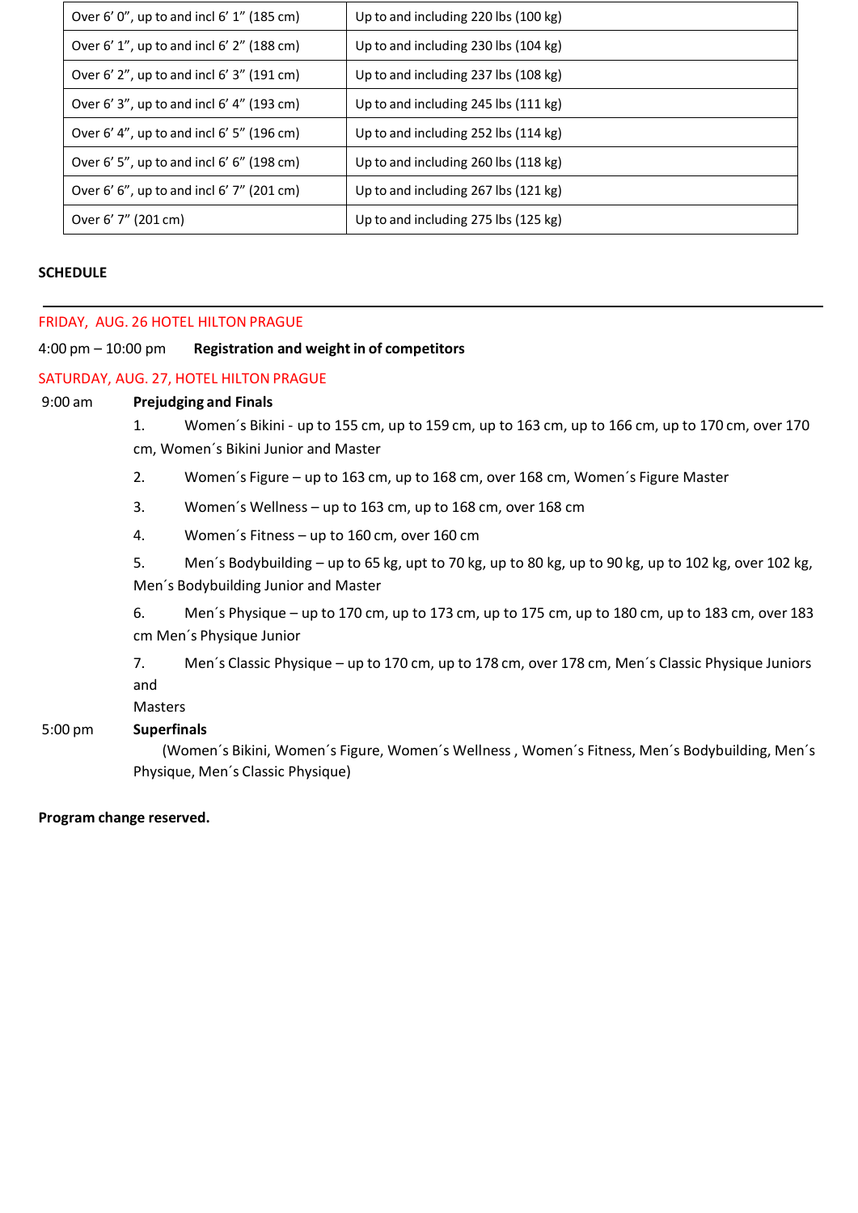| | |
|---|---|
| Over 6’ 0”, up to and incl 6’ 1” (185 cm) | Up to and including 220 lbs (100 kg) |
| Over 6’ 1”, up to and incl 6’ 2” (188 cm) | Up to and including 230 lbs (104 kg) |
| Over 6’ 2”, up to and incl 6’ 3” (191 cm) | Up to and including 237 lbs (108 kg) |
| Over 6’ 3”, up to and incl 6’ 4” (193 cm) | Up to and including 245 lbs (111 kg) |
| Over 6’ 4”, up to and incl 6’ 5” (196 cm) | Up to and including 252 lbs (114 kg) |
| Over 6’ 5”, up to and incl 6’ 6” (198 cm) | Up to and including 260 lbs (118 kg) |
| Over 6’ 6”, up to and incl 6’ 7” (201 cm) | Up to and including 267 lbs (121 kg) |
| Over 6’ 7” (201 cm) | Up to and including 275 lbs (125 kg) |

**SCHEDULE**

---

FRIDAY, AUG. 26 HOTEL HILTON PRAGUE

4:00 pm – 10:00 pm **Registration and weight in of competitors**

SATURDAY, AUG. 27, HOTEL HILTON PRAGUE

9:00 am **Prejudging and Finals**

1. Women´s Bikini - up to 155 cm, up to 159 cm, up to 163 cm, up to 166 cm, up to 170 cm, over 170 cm, Women´s Bikini Junior and Master
2. Women´s Figure – up to 163 cm, up to 168 cm, over 168 cm, Women´s Figure Master
3. Women´s Wellness – up to 163 cm, up to 168 cm, over 168 cm
4. Women´s Fitness – up to 160 cm, over 160 cm
5. Men´s Bodybuilding – up to 65 kg, upt to 70 kg, up to 80 kg, up to 90 kg, up to 102 kg, over 102 kg, Men´s Bodybuilding Junior and Master
6. Men´s Physique – up to 170 cm, up to 173 cm, up to 175 cm, up to 180 cm, up to 183 cm, over 183 cm Men´s Physique Junior
7. Men´s Classic Physique – up to 170 cm, up to 178 cm, over 178 cm, Men´s Classic Physique Juniors and Masters

5:00 pm **Superfinals**

(Women´s Bikini, Women´s Figure, Women´s Wellness , Women´s Fitness, Men´s Bodybuilding, Men´s Physique, Men´s Classic Physique)

**Program change reserved.**